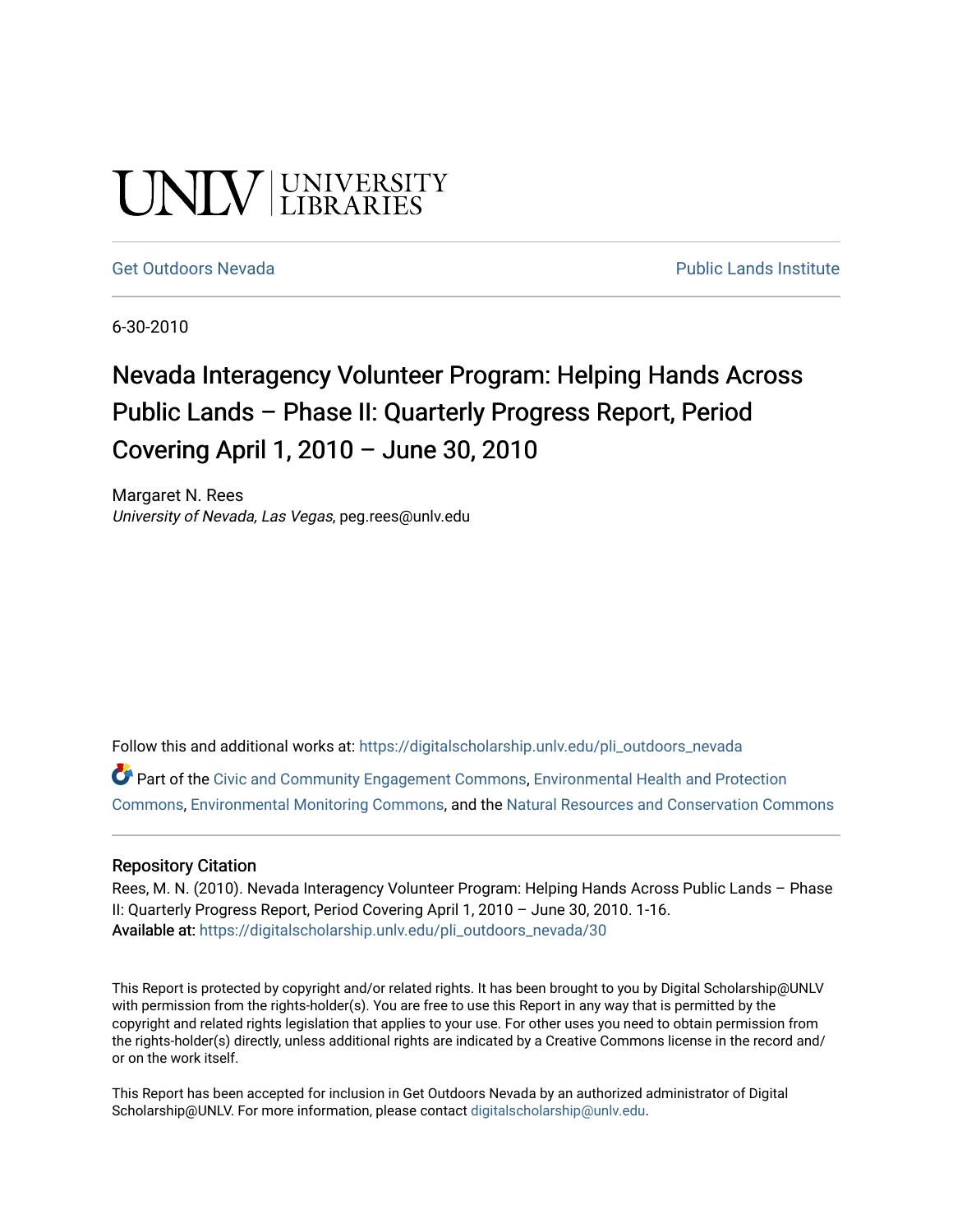UNLV | UNIVERSITY LIBRARIES

Get Outdoors Nevada | Public Lands Institute

6-30-2010

# Nevada Interagency Volunteer Program: Helping Hands Across Public Lands – Phase II: Quarterly Progress Report, Period Covering April 1, 2010 – June 30, 2010

Margaret N. Rees
*University of Nevada, Las Vegas*, peg.rees@unlv.edu

Follow this and additional works at: https://digitalscholarship.unlv.edu/pli_outdoors_nevada

Part of the Civic and Community Engagement Commons, Environmental Health and Protection Commons, Environmental Monitoring Commons, and the Natural Resources and Conservation Commons

## Repository Citation

Rees, M. N. (2010). Nevada Interagency Volunteer Program: Helping Hands Across Public Lands – Phase II: Quarterly Progress Report, Period Covering April 1, 2010 – June 30, 2010. 1-16.
**Available at:** https://digitalscholarship.unlv.edu/pli_outdoors_nevada/30

This Report is protected by copyright and/or related rights. It has been brought to you by Digital Scholarship@UNLV with permission from the rights-holder(s). You are free to use this Report in any way that is permitted by the copyright and related rights legislation that applies to your use. For other uses you need to obtain permission from the rights-holder(s) directly, unless additional rights are indicated by a Creative Commons license in the record and/or on the work itself.

This Report has been accepted for inclusion in Get Outdoors Nevada by an authorized administrator of Digital Scholarship@UNLV. For more information, please contact digitalscholarship@unlv.edu.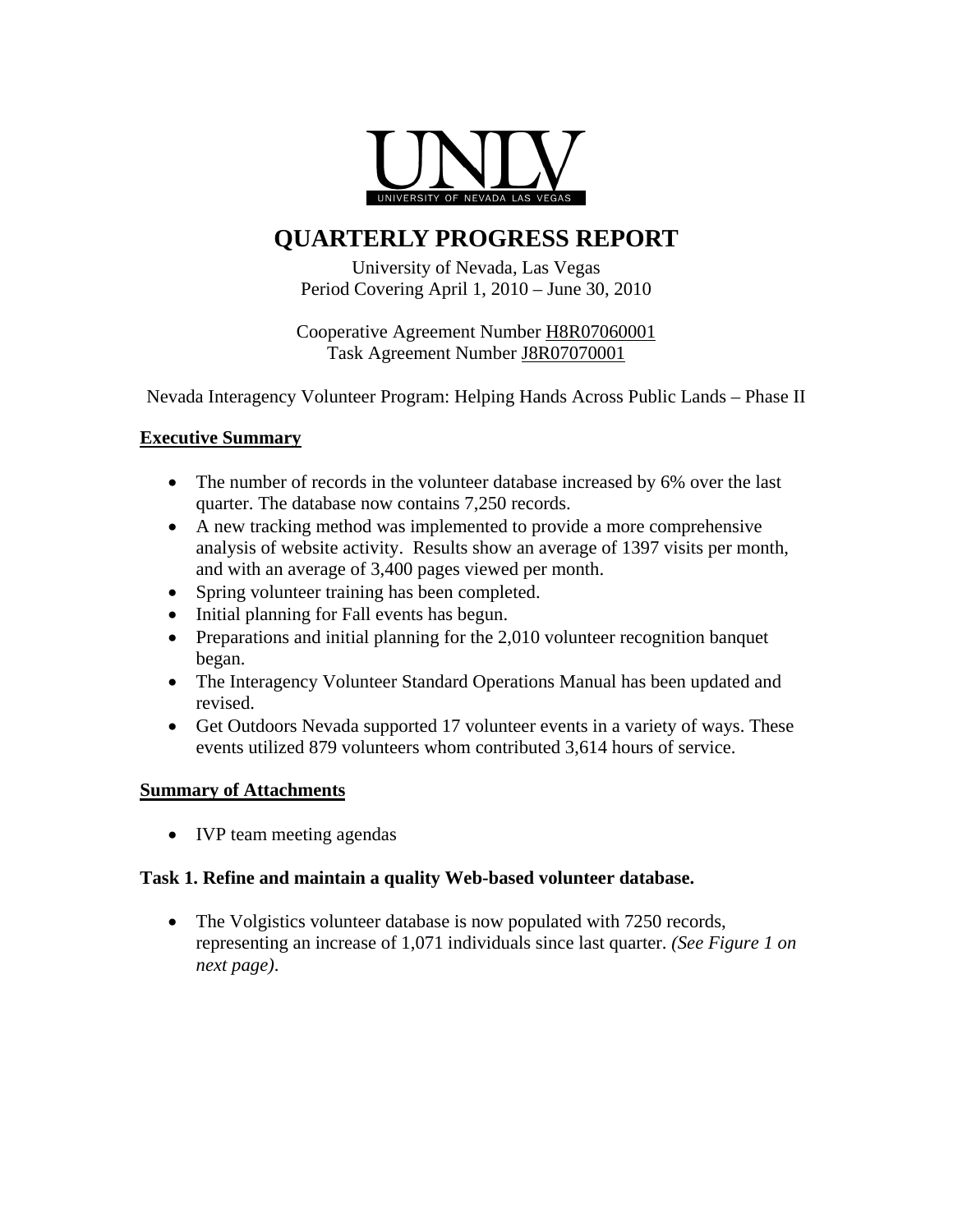# QUARTERLY PROGRESS REPORT

University of Nevada, Las Vegas
Period Covering April 1, 2010 – June 30, 2010

Cooperative Agreement Number H8R07060001
Task Agreement Number J8R07070001

Nevada Interagency Volunteer Program: Helping Hands Across Public Lands – Phase II

## Executive Summary

- The number of records in the volunteer database increased by 6% over the last quarter. The database now contains 7,250 records.
- A new tracking method was implemented to provide a more comprehensive analysis of website activity. Results show an average of 1397 visits per month, and with an average of 3,400 pages viewed per month.
- Spring volunteer training has been completed.
- Initial planning for Fall events has begun.
- Preparations and initial planning for the 2,010 volunteer recognition banquet began.
- The Interagency Volunteer Standard Operations Manual has been updated and revised.
- Get Outdoors Nevada supported 17 volunteer events in a variety of ways. These events utilized 879 volunteers whom contributed 3,614 hours of service.

## Summary of Attachments

- IVP team meeting agendas

### Task 1. Refine and maintain a quality Web-based volunteer database.

- The Volgistics volunteer database is now populated with 7250 records, representing an increase of 1,071 individuals since last quarter. *(See Figure 1 on next page)*.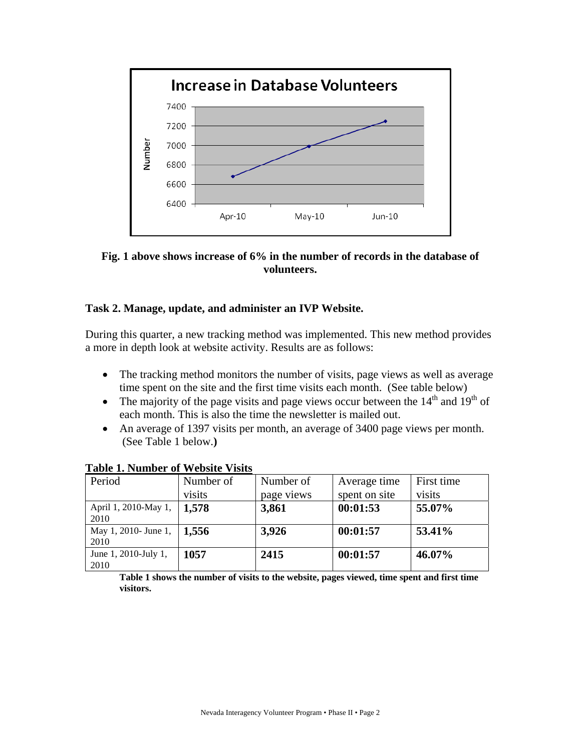**Fig. 1 above shows increase of 6% in the number of records in the database of volunteers.**

### Task 2. Manage, update, and administer an IVP Website.

During this quarter, a new tracking method was implemented. This new method provides a more in depth look at website activity. Results are as follows:

- The tracking method monitors the number of visits, page views as well as average time spent on the site and the first time visits each month. (See table below)
- The majority of the page visits and page views occur between the 14th and 19th of each month. This is also the time the newsletter is mailed out.
- An average of 1397 visits per month, an average of 3400 page views per month. (See Table 1 below.**)**

**Table 1. Number of Website Visits**

| Period | Number of visits | Number of page views | Average time spent on site | First time visits |
|---|---|---|---|---|
| April 1, 2010-May 1, 2010 | **1,578** | **3,861** | **00:01:53** | **55.07%** |
| May 1, 2010- June 1, 2010 | **1,556** | **3,926** | **00:01:57** | **53.41%** |
| June 1, 2010-July 1, 2010 | **1057** | **2415** | **00:01:57** | **46.07%** |

**Table 1 shows the number of visits to the website, pages viewed, time spent and first time visitors.**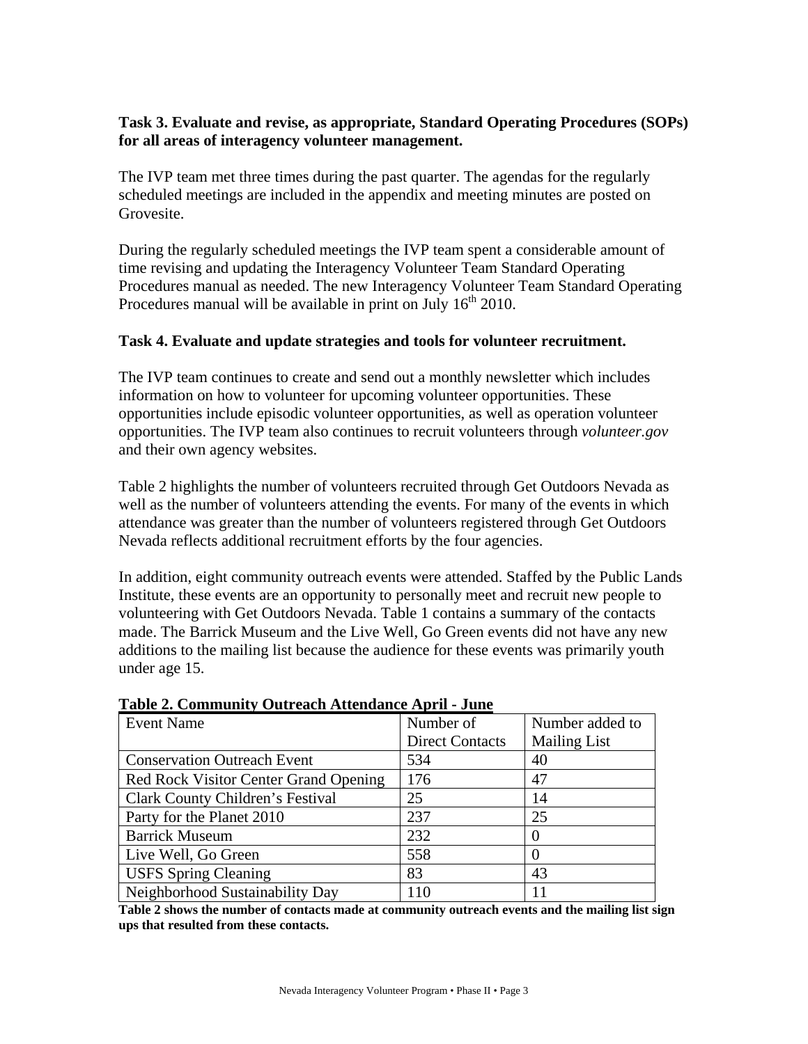**Task 3. Evaluate and revise, as appropriate, Standard Operating Procedures (SOPs) for all areas of interagency volunteer management.**

The IVP team met three times during the past quarter. The agendas for the regularly scheduled meetings are included in the appendix and meeting minutes are posted on Grovesite.

During the regularly scheduled meetings the IVP team spent a considerable amount of time revising and updating the Interagency Volunteer Team Standard Operating Procedures manual as needed. The new Interagency Volunteer Team Standard Operating Procedures manual will be available in print on July 16th 2010.

**Task 4. Evaluate and update strategies and tools for volunteer recruitment.**

The IVP team continues to create and send out a monthly newsletter which includes information on how to volunteer for upcoming volunteer opportunities. These opportunities include episodic volunteer opportunities, as well as operation volunteer opportunities. The IVP team also continues to recruit volunteers through *volunteer.gov* and their own agency websites.

Table 2 highlights the number of volunteers recruited through Get Outdoors Nevada as well as the number of volunteers attending the events. For many of the events in which attendance was greater than the number of volunteers registered through Get Outdoors Nevada reflects additional recruitment efforts by the four agencies.

In addition, eight community outreach events were attended. Staffed by the Public Lands Institute, these events are an opportunity to personally meet and recruit new people to volunteering with Get Outdoors Nevada. Table 1 contains a summary of the contacts made. The Barrick Museum and the Live Well, Go Green events did not have any new additions to the mailing list because the audience for these events was primarily youth under age 15.

**Table 2. Community Outreach Attendance April - June**

| Event Name | Number of Direct Contacts | Number added to Mailing List |
|---|---|---|
| Conservation Outreach Event | 534 | 40 |
| Red Rock Visitor Center Grand Opening | 176 | 47 |
| Clark County Children's Festival | 25 | 14 |
| Party for the Planet 2010 | 237 | 25 |
| Barrick Museum | 232 | 0 |
| Live Well, Go Green | 558 | 0 |
| USFS Spring Cleaning | 83 | 43 |
| Neighborhood Sustainability Day | 110 | 11 |

**Table 2 shows the number of contacts made at community outreach events and the mailing list sign ups that resulted from these contacts.**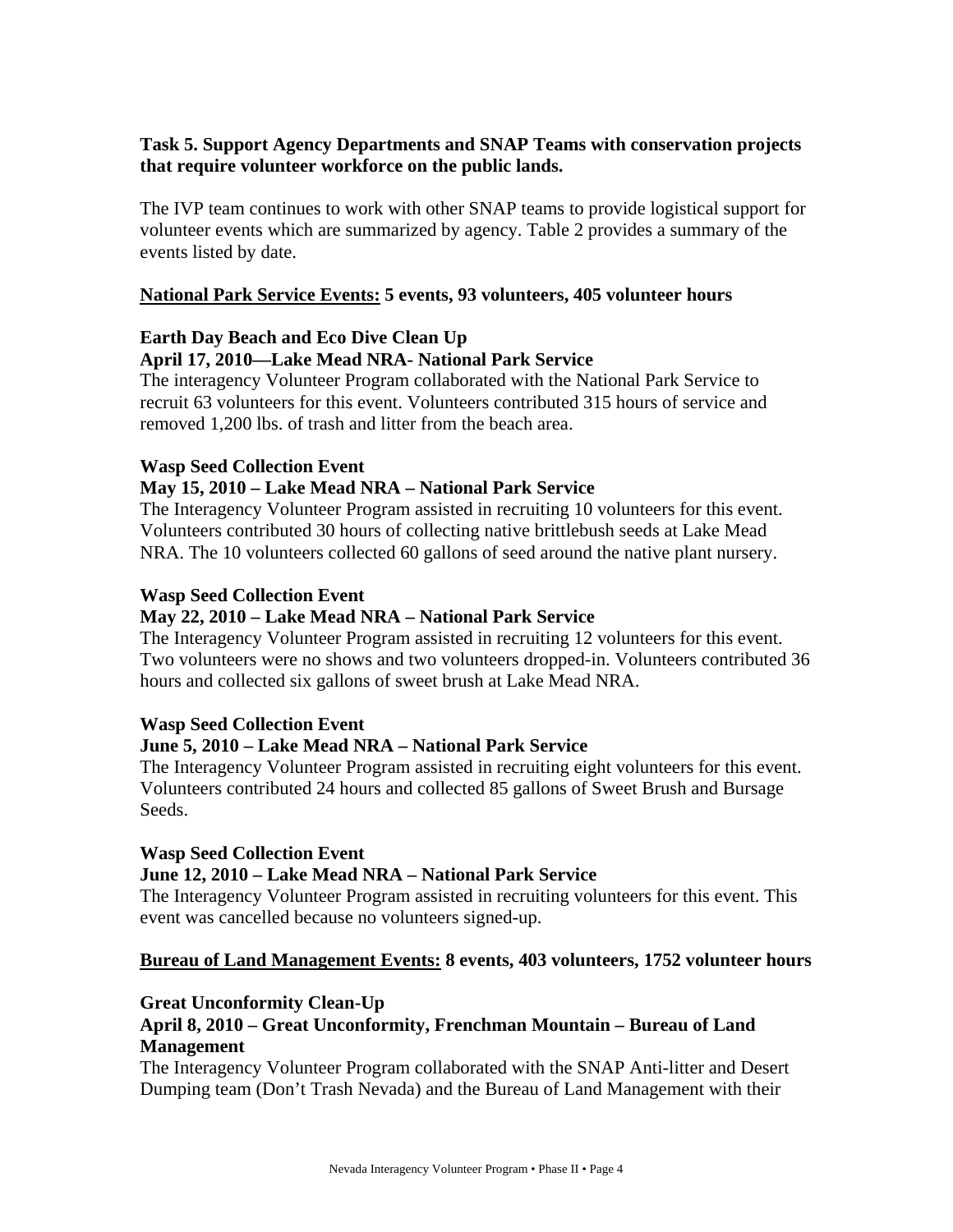**Task 5. Support Agency Departments and SNAP Teams with conservation projects that require volunteer workforce on the public lands.**

The IVP team continues to work with other SNAP teams to provide logistical support for volunteer events which are summarized by agency. Table 2 provides a summary of the events listed by date.

**<u>National Park Service Events:</u> 5 events, 93 volunteers, 405 volunteer hours**

**Earth Day Beach and Eco Dive Clean Up**
**April 17, 2010—Lake Mead NRA- National Park Service**
The interagency Volunteer Program collaborated with the National Park Service to recruit 63 volunteers for this event. Volunteers contributed 315 hours of service and removed 1,200 lbs. of trash and litter from the beach area.

**Wasp Seed Collection Event**
**May 15, 2010 – Lake Mead NRA – National Park Service**
The Interagency Volunteer Program assisted in recruiting 10 volunteers for this event. Volunteers contributed 30 hours of collecting native brittlebush seeds at Lake Mead NRA. The 10 volunteers collected 60 gallons of seed around the native plant nursery.

**Wasp Seed Collection Event**
**May 22, 2010 – Lake Mead NRA – National Park Service**
The Interagency Volunteer Program assisted in recruiting 12 volunteers for this event. Two volunteers were no shows and two volunteers dropped-in. Volunteers contributed 36 hours and collected six gallons of sweet brush at Lake Mead NRA.

**Wasp Seed Collection Event**
**June 5, 2010 – Lake Mead NRA – National Park Service**
The Interagency Volunteer Program assisted in recruiting eight volunteers for this event. Volunteers contributed 24 hours and collected 85 gallons of Sweet Brush and Bursage Seeds.

**Wasp Seed Collection Event**
**June 12, 2010 – Lake Mead NRA – National Park Service**
The Interagency Volunteer Program assisted in recruiting volunteers for this event. This event was cancelled because no volunteers signed-up.

**<u>Bureau of Land Management Events:</u> 8 events, 403 volunteers, 1752 volunteer hours**

**Great Unconformity Clean-Up**
**April 8, 2010 – Great Unconformity, Frenchman Mountain – Bureau of Land Management**
The Interagency Volunteer Program collaborated with the SNAP Anti-litter and Desert Dumping team (Don't Trash Nevada) and the Bureau of Land Management with their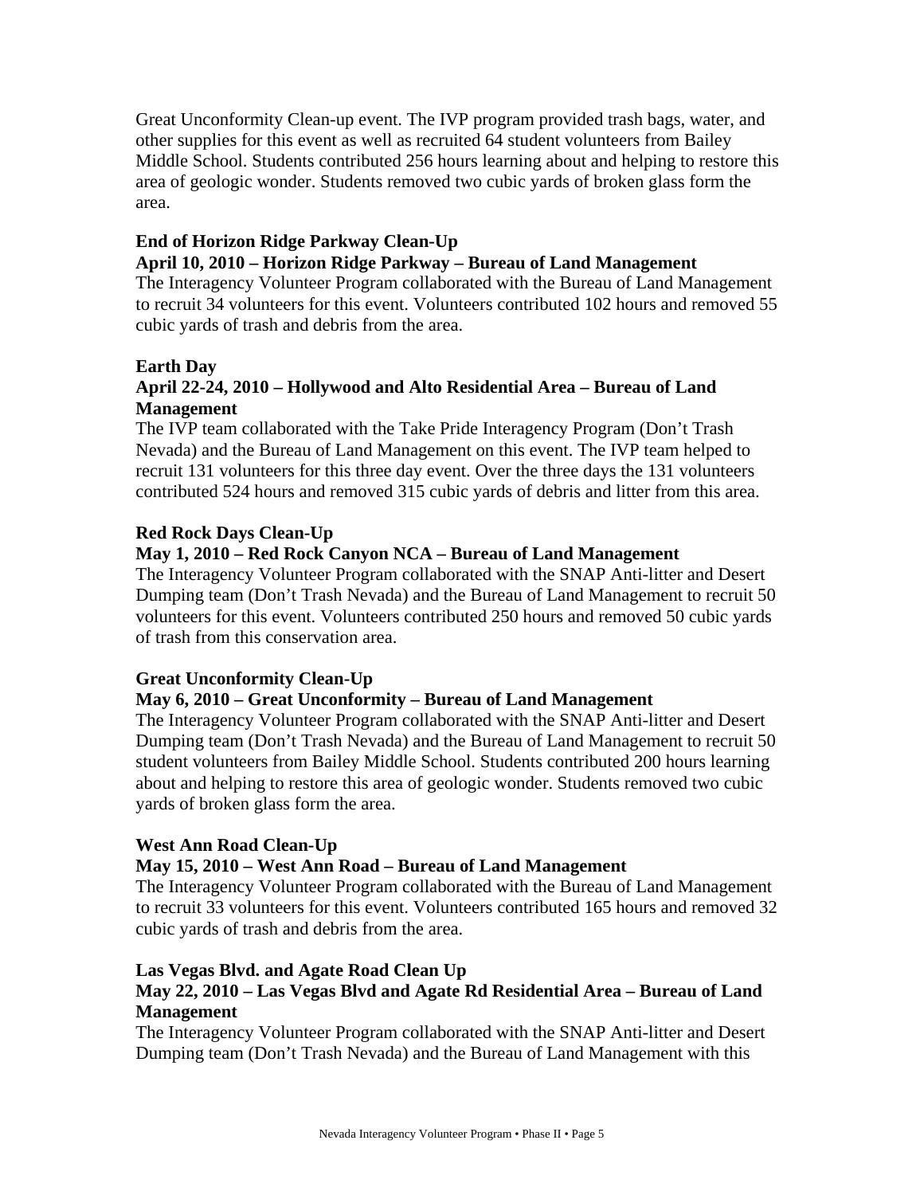Great Unconformity Clean-up event. The IVP program provided trash bags, water, and other supplies for this event as well as recruited 64 student volunteers from Bailey Middle School. Students contributed 256 hours learning about and helping to restore this area of geologic wonder. Students removed two cubic yards of broken glass form the area.

**End of Horizon Ridge Parkway Clean-Up**

**April 10, 2010 – Horizon Ridge Parkway – Bureau of Land Management**

The Interagency Volunteer Program collaborated with the Bureau of Land Management to recruit 34 volunteers for this event. Volunteers contributed 102 hours and removed 55 cubic yards of trash and debris from the area.

**Earth Day**

**April 22-24, 2010 – Hollywood and Alto Residential Area – Bureau of Land Management**

The IVP team collaborated with the Take Pride Interagency Program (Don't Trash Nevada) and the Bureau of Land Management on this event. The IVP team helped to recruit 131 volunteers for this three day event. Over the three days the 131 volunteers contributed 524 hours and removed 315 cubic yards of debris and litter from this area.

**Red Rock Days Clean-Up**

**May 1, 2010 – Red Rock Canyon NCA – Bureau of Land Management**

The Interagency Volunteer Program collaborated with the SNAP Anti-litter and Desert Dumping team (Don't Trash Nevada) and the Bureau of Land Management to recruit 50 volunteers for this event. Volunteers contributed 250 hours and removed 50 cubic yards of trash from this conservation area.

**Great Unconformity Clean-Up**

**May 6, 2010 – Great Unconformity – Bureau of Land Management**

The Interagency Volunteer Program collaborated with the SNAP Anti-litter and Desert Dumping team (Don't Trash Nevada) and the Bureau of Land Management to recruit 50 student volunteers from Bailey Middle School. Students contributed 200 hours learning about and helping to restore this area of geologic wonder. Students removed two cubic yards of broken glass form the area.

**West Ann Road Clean-Up**

**May 15, 2010 – West Ann Road – Bureau of Land Management**

The Interagency Volunteer Program collaborated with the Bureau of Land Management to recruit 33 volunteers for this event. Volunteers contributed 165 hours and removed 32 cubic yards of trash and debris from the area.

**Las Vegas Blvd. and Agate Road Clean Up**

**May 22, 2010 – Las Vegas Blvd and Agate Rd Residential Area – Bureau of Land Management**

The Interagency Volunteer Program collaborated with the SNAP Anti-litter and Desert Dumping team (Don't Trash Nevada) and the Bureau of Land Management with this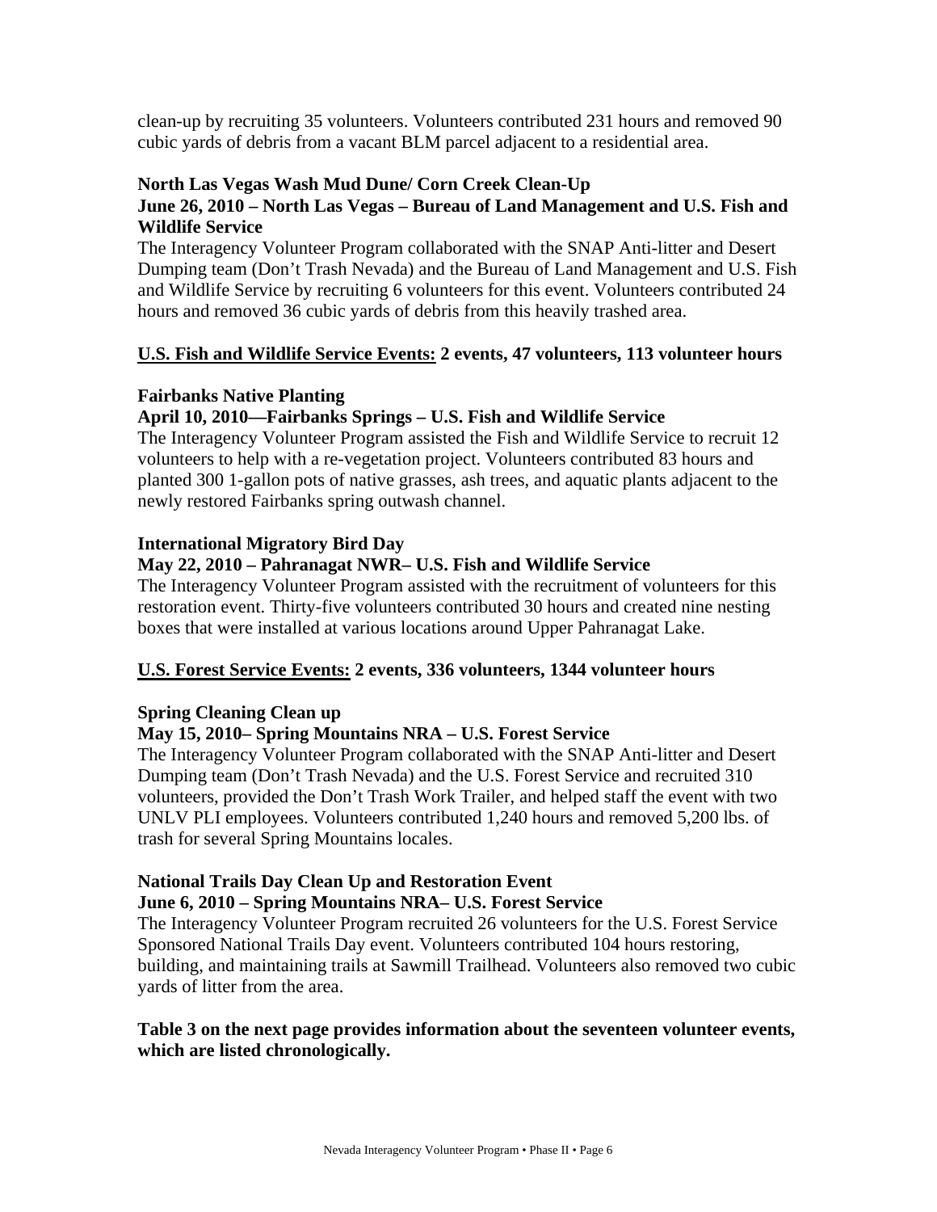clean-up by recruiting 35 volunteers. Volunteers contributed 231 hours and removed 90 cubic yards of debris from a vacant BLM parcel adjacent to a residential area.

**North Las Vegas Wash Mud Dune/ Corn Creek Clean-Up**
**June 26, 2010 – North Las Vegas – Bureau of Land Management and U.S. Fish and Wildlife Service**
The Interagency Volunteer Program collaborated with the SNAP Anti-litter and Desert Dumping team (Don't Trash Nevada) and the Bureau of Land Management and U.S. Fish and Wildlife Service by recruiting 6 volunteers for this event. Volunteers contributed 24 hours and removed 36 cubic yards of debris from this heavily trashed area.

**U.S. Fish and Wildlife Service Events: 2 events, 47 volunteers, 113 volunteer hours**

**Fairbanks Native Planting**
**April 10, 2010—Fairbanks Springs – U.S. Fish and Wildlife Service**
The Interagency Volunteer Program assisted the Fish and Wildlife Service to recruit 12 volunteers to help with a re-vegetation project. Volunteers contributed 83 hours and planted 300 1-gallon pots of native grasses, ash trees, and aquatic plants adjacent to the newly restored Fairbanks spring outwash channel.

**International Migratory Bird Day**
**May 22, 2010 – Pahranagat NWR– U.S. Fish and Wildlife Service**
The Interagency Volunteer Program assisted with the recruitment of volunteers for this restoration event. Thirty-five volunteers contributed 30 hours and created nine nesting boxes that were installed at various locations around Upper Pahranagat Lake.

**U.S. Forest Service Events: 2 events, 336 volunteers, 1344 volunteer hours**

**Spring Cleaning Clean up**
**May 15, 2010– Spring Mountains NRA – U.S. Forest Service**
The Interagency Volunteer Program collaborated with the SNAP Anti-litter and Desert Dumping team (Don't Trash Nevada) and the U.S. Forest Service and recruited 310 volunteers, provided the Don't Trash Work Trailer, and helped staff the event with two UNLV PLI employees. Volunteers contributed 1,240 hours and removed 5,200 lbs. of trash for several Spring Mountains locales.

**National Trails Day Clean Up and Restoration Event**
**June 6, 2010 – Spring Mountains NRA– U.S. Forest Service**
The Interagency Volunteer Program recruited 26 volunteers for the U.S. Forest Service Sponsored National Trails Day event. Volunteers contributed 104 hours restoring, building, and maintaining trails at Sawmill Trailhead. Volunteers also removed two cubic yards of litter from the area.

**Table 3 on the next page provides information about the seventeen volunteer events, which are listed chronologically.**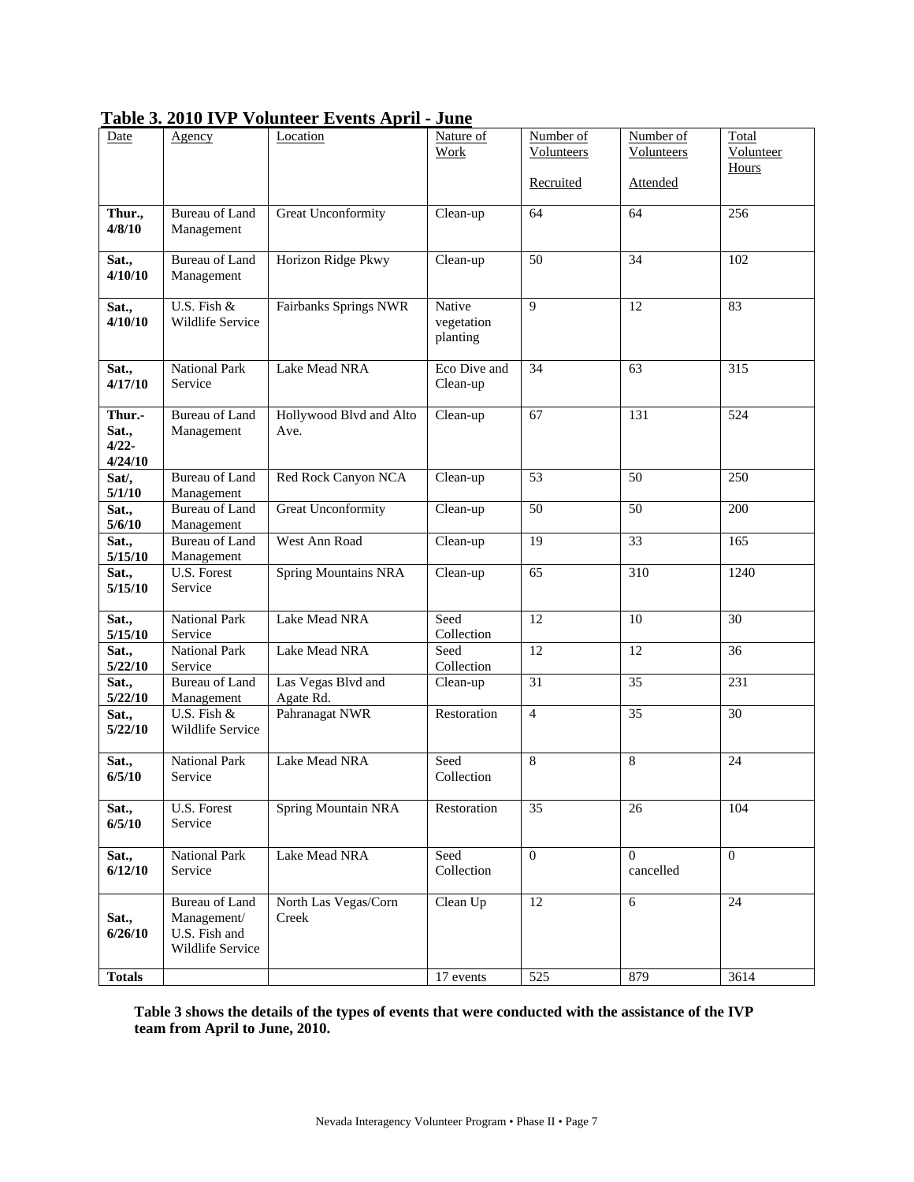**Table 3. 2010 IVP Volunteer Events April - June**

| Date | Agency | Location | Nature of Work | Number of Volunteers Recruited | Number of Volunteers Attended | Total Volunteer Hours |
|---|---|---|---|---|---|---|
| **Thur., 4/8/10** | Bureau of Land Management | Great Unconformity | Clean-up | 64 | 64 | 256 |
| **Sat., 4/10/10** | Bureau of Land Management | Horizon Ridge Pkwy | Clean-up | 50 | 34 | 102 |
| **Sat., 4/10/10** | U.S. Fish & Wildlife Service | Fairbanks Springs NWR | Native vegetation planting | 9 | 12 | 83 |
| **Sat., 4/17/10** | National Park Service | Lake Mead NRA | Eco Dive and Clean-up | 34 | 63 | 315 |
| **Thur.- Sat., 4/22- 4/24/10** | Bureau of Land Management | Hollywood Blvd and Alto Ave. | Clean-up | 67 | 131 | 524 |
| **Sat/, 5/1/10** | Bureau of Land Management | Red Rock Canyon NCA | Clean-up | 53 | 50 | 250 |
| **Sat., 5/6/10** | Bureau of Land Management | Great Unconformity | Clean-up | 50 | 50 | 200 |
| **Sat., 5/15/10** | Bureau of Land Management | West Ann Road | Clean-up | 19 | 33 | 165 |
| **Sat., 5/15/10** | U.S. Forest Service | Spring Mountains NRA | Clean-up | 65 | 310 | 1240 |
| **Sat., 5/15/10** | National Park Service | Lake Mead NRA | Seed Collection | 12 | 10 | 30 |
| **Sat., 5/22/10** | National Park Service | Lake Mead NRA | Seed Collection | 12 | 12 | 36 |
| **Sat., 5/22/10** | Bureau of Land Management | Las Vegas Blvd and Agate Rd. | Clean-up | 31 | 35 | 231 |
| **Sat., 5/22/10** | U.S. Fish & Wildlife Service | Pahranagat NWR | Restoration | 4 | 35 | 30 |
| **Sat., 6/5/10** | National Park Service | Lake Mead NRA | Seed Collection | 8 | 8 | 24 |
| **Sat., 6/5/10** | U.S. Forest Service | Spring Mountain NRA | Restoration | 35 | 26 | 104 |
| **Sat., 6/12/10** | National Park Service | Lake Mead NRA | Seed Collection | 0 | 0 cancelled | 0 |
| **Sat., 6/26/10** | Bureau of Land Management/ U.S. Fish and Wildlife Service | North Las Vegas/Corn Creek | Clean Up | 12 | 6 | 24 |
| **Totals** | | | 17 events | 525 | 879 | 3614 |

**Table 3 shows the details of the types of events that were conducted with the assistance of the IVP team from April to June, 2010.**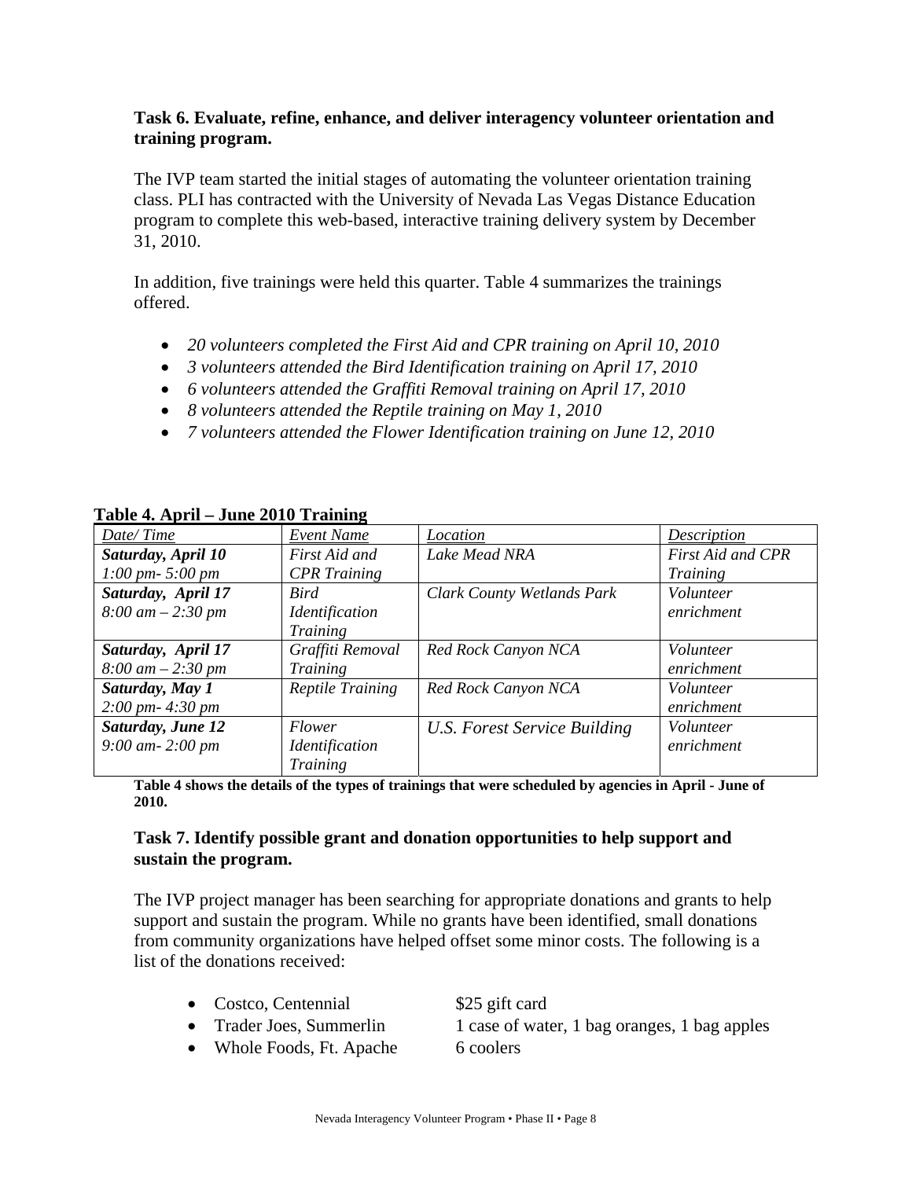**Task 6. Evaluate, refine, enhance, and deliver interagency volunteer orientation and training program.**

The IVP team started the initial stages of automating the volunteer orientation training class. PLI has contracted with the University of Nevada Las Vegas Distance Education program to complete this web-based, interactive training delivery system by December 31, 2010.

In addition, five trainings were held this quarter. Table 4 summarizes the trainings offered.

- *20 volunteers completed the First Aid and CPR training on April 10, 2010*
- *3 volunteers attended the Bird Identification training on April 17, 2010*
- *6 volunteers attended the Graffiti Removal training on April 17, 2010*
- *8 volunteers attended the Reptile training on May 1, 2010*
- *7 volunteers attended the Flower Identification training on June 12, 2010*

**Table 4. April – June 2010 Training**

| *Date/ Time* | *Event Name* | *Location* | *Description* |
|---|---|---|---|
| ***Saturday, April 10*** *1:00 pm- 5:00 pm* | *First Aid and CPR Training* | *Lake Mead NRA* | *First Aid and CPR Training* |
| ***Saturday, April 17*** *8:00 am – 2:30 pm* | *Bird Identification Training* | *Clark County Wetlands Park* | *Volunteer enrichment* |
| ***Saturday, April 17*** *8:00 am – 2:30 pm* | *Graffiti Removal Training* | *Red Rock Canyon NCA* | *Volunteer enrichment* |
| ***Saturday, May 1*** *2:00 pm- 4:30 pm* | *Reptile Training* | *Red Rock Canyon NCA* | *Volunteer enrichment* |
| ***Saturday, June 12*** *9:00 am- 2:00 pm* | *Flower Identification Training* | *U.S. Forest Service Building* | *Volunteer enrichment* |

**Table 4 shows the details of the types of trainings that were scheduled by agencies in April - June of 2010.**

**Task 7. Identify possible grant and donation opportunities to help support and sustain the program.**

The IVP project manager has been searching for appropriate donations and grants to help support and sustain the program. While no grants have been identified, small donations from community organizations have helped offset some minor costs. The following is a list of the donations received:

- Costco, Centennial — $25 gift card
- Trader Joes, Summerlin — 1 case of water, 1 bag oranges, 1 bag apples
- Whole Foods, Ft. Apache — 6 coolers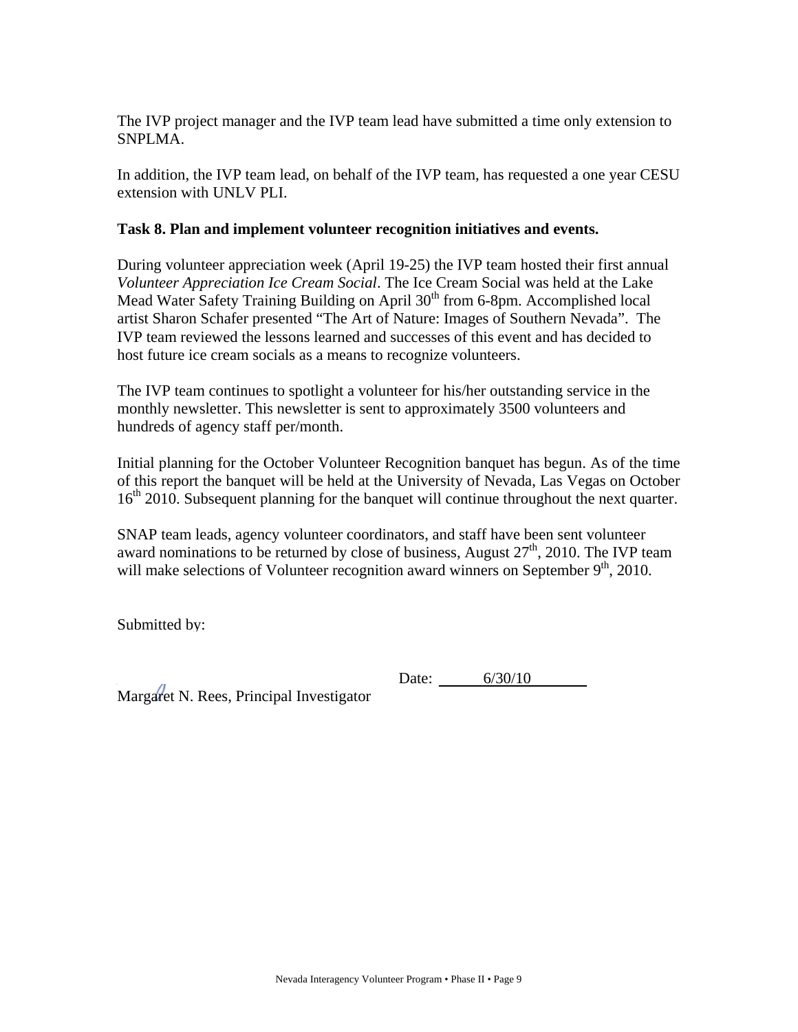The IVP project manager and the IVP team lead have submitted a time only extension to SNPLMA.

In addition, the IVP team lead, on behalf of the IVP team, has requested a one year CESU extension with UNLV PLI.

**Task 8. Plan and implement volunteer recognition initiatives and events.**

During volunteer appreciation week (April 19-25) the IVP team hosted their first annual *Volunteer Appreciation Ice Cream Social*. The Ice Cream Social was held at the Lake Mead Water Safety Training Building on April 30th from 6-8pm. Accomplished local artist Sharon Schafer presented "The Art of Nature: Images of Southern Nevada". The IVP team reviewed the lessons learned and successes of this event and has decided to host future ice cream socials as a means to recognize volunteers.

The IVP team continues to spotlight a volunteer for his/her outstanding service in the monthly newsletter. This newsletter is sent to approximately 3500 volunteers and hundreds of agency staff per/month.

Initial planning for the October Volunteer Recognition banquet has begun. As of the time of this report the banquet will be held at the University of Nevada, Las Vegas on October 16th 2010. Subsequent planning for the banquet will continue throughout the next quarter.

SNAP team leads, agency volunteer coordinators, and staff have been sent volunteer award nominations to be returned by close of business, August 27th, 2010. The IVP team will make selections of Volunteer recognition award winners on September 9th, 2010.

Submitted by:

Margaret N. Rees, Principal Investigator

Date: 6/30/10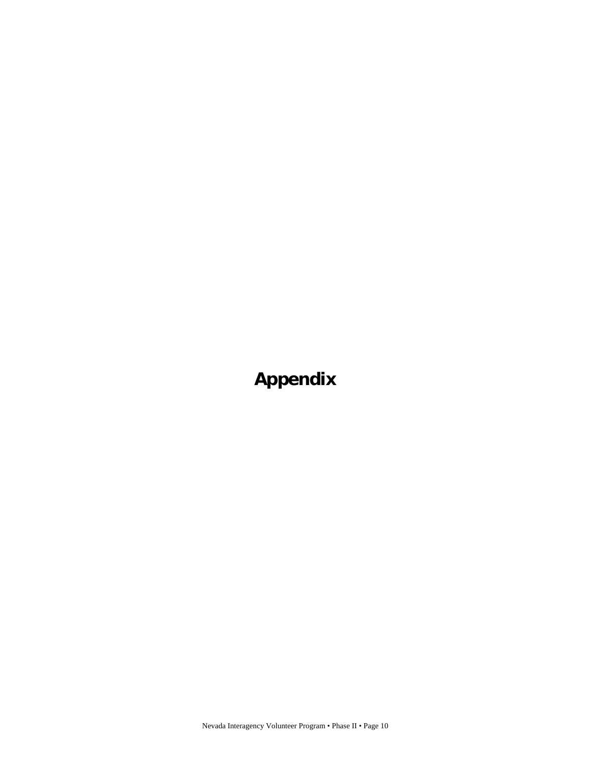# Appendix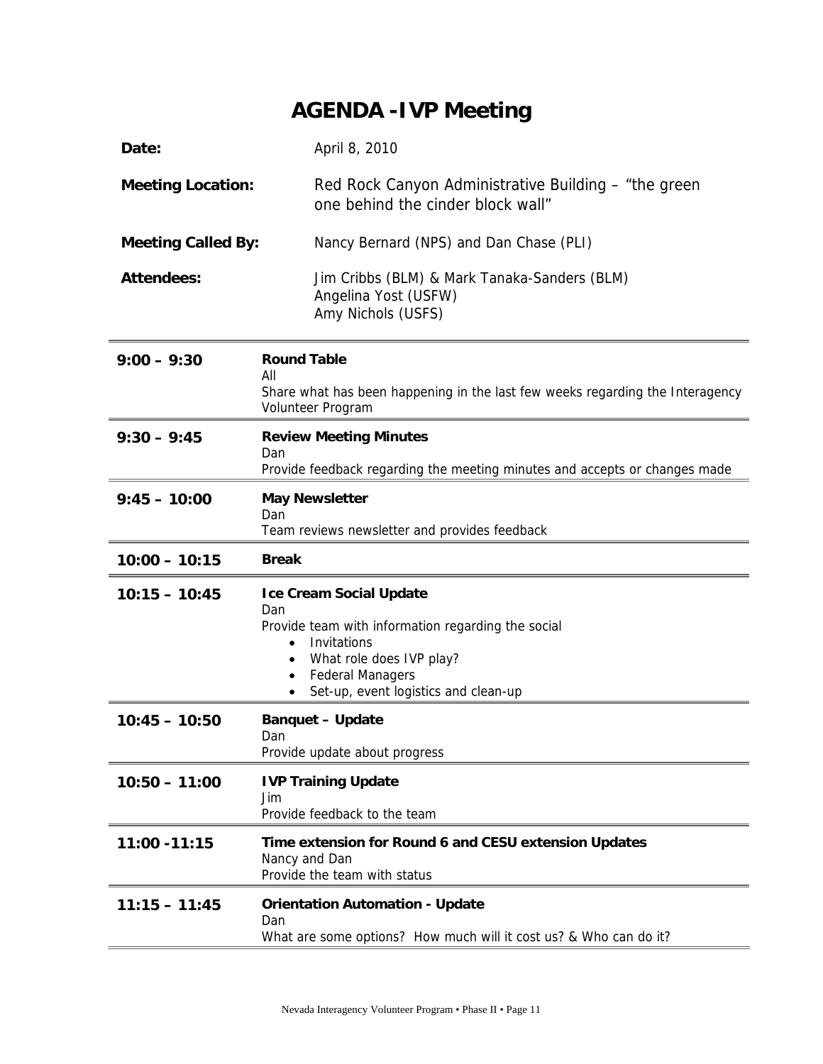# AGENDA -IVP Meeting

| | |
|---|---|
| **Date:** | April 8, 2010 |
| **Meeting Location:** | Red Rock Canyon Administrative Building – "the green one behind the cinder block wall" |
| **Meeting Called By:** | Nancy Bernard (NPS) and Dan Chase (PLI) |
| **Attendees:** | Jim Cribbs (BLM) & Mark Tanaka-Sanders (BLM)<br>Angelina Yost (USFW)<br>Amy Nichols (USFS) |

| Time | Item |
|---|---|
| **9:00 – 9:30** | **Round Table**<br>All<br>Share what has been happening in the last few weeks regarding the Interagency Volunteer Program |
| **9:30 – 9:45** | **Review Meeting Minutes**<br>Dan<br>Provide feedback regarding the meeting minutes and accepts or changes made |
| **9:45 – 10:00** | **May Newsletter**<br>Dan<br>Team reviews newsletter and provides feedback |
| **10:00 – 10:15** | **Break** |
| **10:15 – 10:45** | **Ice Cream Social Update**<br>Dan<br>Provide team with information regarding the social<br>• Invitations<br>• What role does IVP play?<br>• Federal Managers<br>• Set-up, event logistics and clean-up |
| **10:45 – 10:50** | **Banquet – Update**<br>Dan<br>Provide update about progress |
| **10:50 – 11:00** | **IVP Training Update**<br>Jim<br>Provide feedback to the team |
| **11:00 -11:15** | **Time extension for Round 6 and CESU extension Updates**<br>Nancy and Dan<br>Provide the team with status |
| **11:15 – 11:45** | **Orientation Automation - Update**<br>Dan<br>What are some options? How much will it cost us? & Who can do it? |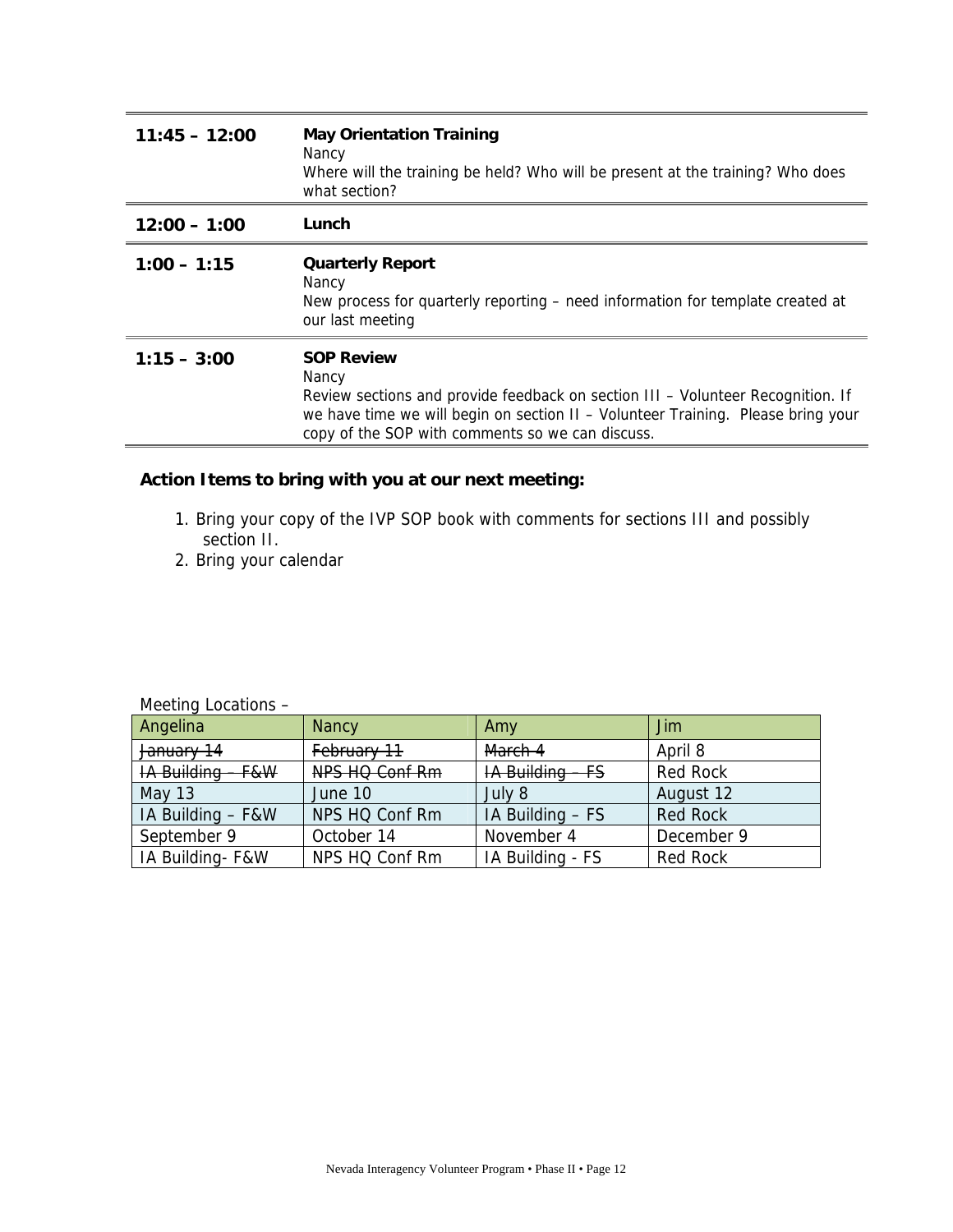| | |
|---|---|
| **11:45 – 12:00** | **May Orientation Training**<br>Nancy<br>Where will the training be held? Who will be present at the training? Who does what section? |
| **12:00 – 1:00** | **Lunch** |
| **1:00 – 1:15** | **Quarterly Report**<br>Nancy<br>New process for quarterly reporting – need information for template created at our last meeting |
| **1:15 – 3:00** | **SOP Review**<br>Nancy<br>Review sections and provide feedback on section III – Volunteer Recognition. If we have time we will begin on section II – Volunteer Training. Please bring your copy of the SOP with comments so we can discuss. |

**Action Items to bring with you at our next meeting:**

1. Bring your copy of the IVP SOP book with comments for sections III and possibly section II.
2. Bring your calendar

Meeting Locations –

| Angelina | Nancy | Amy | Jim |
|---|---|---|---|
| ~~January 14~~ | ~~February 11~~ | ~~March 4~~ | April 8 |
| ~~IA Building – F&W~~ | ~~NPS HQ Conf Rm~~ | ~~IA Building – FS~~ | Red Rock |
| May 13 | June 10 | July 8 | August 12 |
| IA Building – F&W | NPS HQ Conf Rm | IA Building – FS | Red Rock |
| September 9 | October 14 | November 4 | December 9 |
| IA Building- F&W | NPS HQ Conf Rm | IA Building - FS | Red Rock |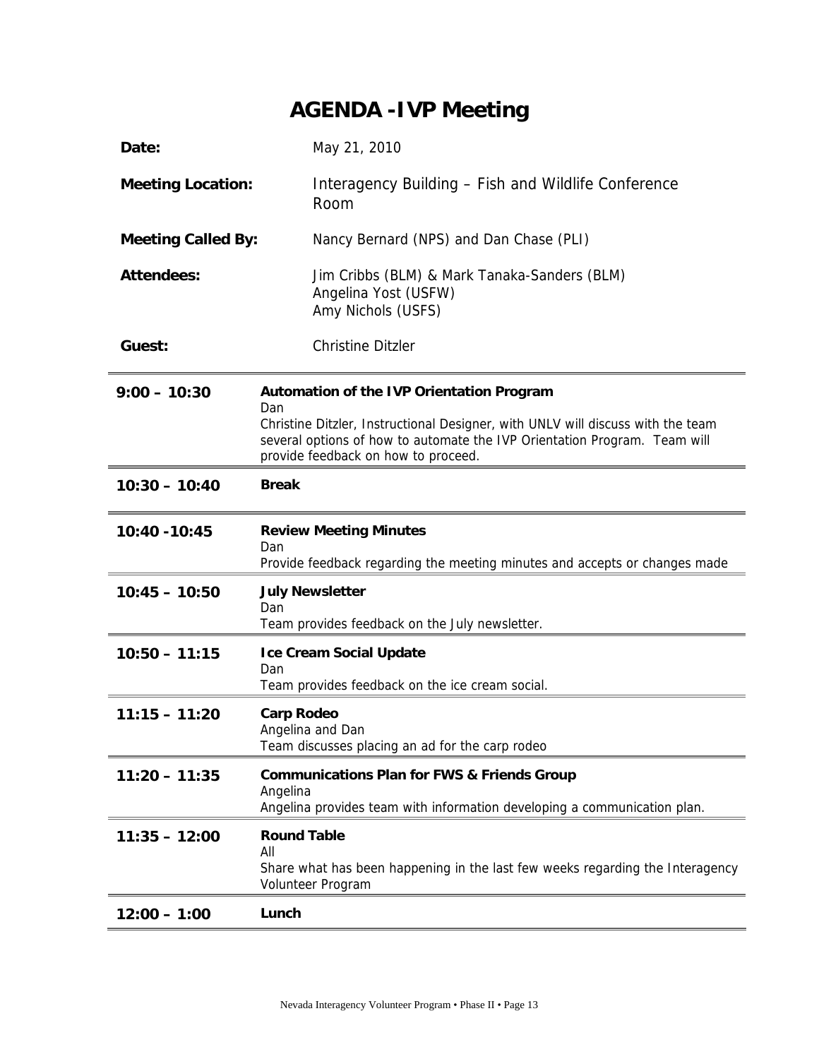# AGENDA -IVP Meeting

**Date:** May 21, 2010

**Meeting Location:** Interagency Building – Fish and Wildlife Conference Room

**Meeting Called By:** Nancy Bernard (NPS) and Dan Chase (PLI)

**Attendees:** Jim Cribbs (BLM) & Mark Tanaka-Sanders (BLM)
Angelina Yost (USFW)
Amy Nichols (USFS)

**Guest:** Christine Ditzler

| Time | Item |
|---|---|
| **9:00 – 10:30** | **Automation of the IVP Orientation Program**<br>Dan<br>Christine Ditzler, Instructional Designer, with UNLV will discuss with the team several options of how to automate the IVP Orientation Program. Team will provide feedback on how to proceed. |
| **10:30 – 10:40** | **Break** |
| **10:40 -10:45** | **Review Meeting Minutes**<br>Dan<br>Provide feedback regarding the meeting minutes and accepts or changes made |
| **10:45 – 10:50** | **July Newsletter**<br>Dan<br>Team provides feedback on the July newsletter. |
| **10:50 – 11:15** | **Ice Cream Social Update**<br>Dan<br>Team provides feedback on the ice cream social. |
| **11:15 – 11:20** | **Carp Rodeo**<br>Angelina and Dan<br>Team discusses placing an ad for the carp rodeo |
| **11:20 – 11:35** | **Communications Plan for FWS & Friends Group**<br>Angelina<br>Angelina provides team with information developing a communication plan. |
| **11:35 – 12:00** | **Round Table**<br>All<br>Share what has been happening in the last few weeks regarding the Interagency Volunteer Program |
| **12:00 – 1:00** | **Lunch** |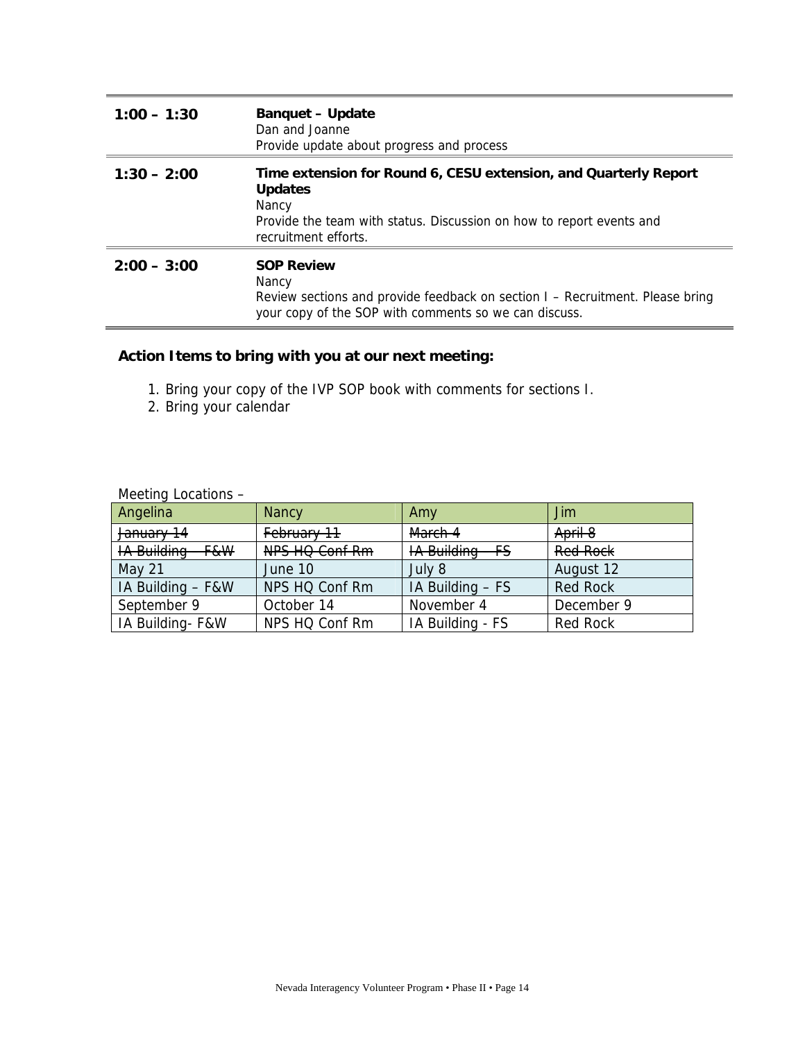| | |
|---|---|
| **1:00 – 1:30** | **Banquet – Update**<br>Dan and Joanne<br>Provide update about progress and process |
| **1:30 – 2:00** | **Time extension for Round 6, CESU extension, and Quarterly Report Updates**<br>Nancy<br>Provide the team with status. Discussion on how to report events and recruitment efforts. |
| **2:00 – 3:00** | **SOP Review**<br>Nancy<br>Review sections and provide feedback on section I – Recruitment. Please bring your copy of the SOP with comments so we can discuss. |

**Action Items to bring with you at our next meeting:**

1. Bring your copy of the IVP SOP book with comments for sections I.
2. Bring your calendar

Meeting Locations –

| Angelina | Nancy | Amy | Jim |
|---|---|---|---|
| ~~January 14~~ | ~~February 11~~ | ~~March 4~~ | ~~April 8~~ |
| ~~IA Building – F&W~~ | ~~NPS HQ Conf Rm~~ | ~~IA Building – FS~~ | ~~Red Rock~~ |
| May 21 | June 10 | July 8 | August 12 |
| IA Building – F&W | NPS HQ Conf Rm | IA Building – FS | Red Rock |
| September 9 | October 14 | November 4 | December 9 |
| IA Building- F&W | NPS HQ Conf Rm | IA Building - FS | Red Rock |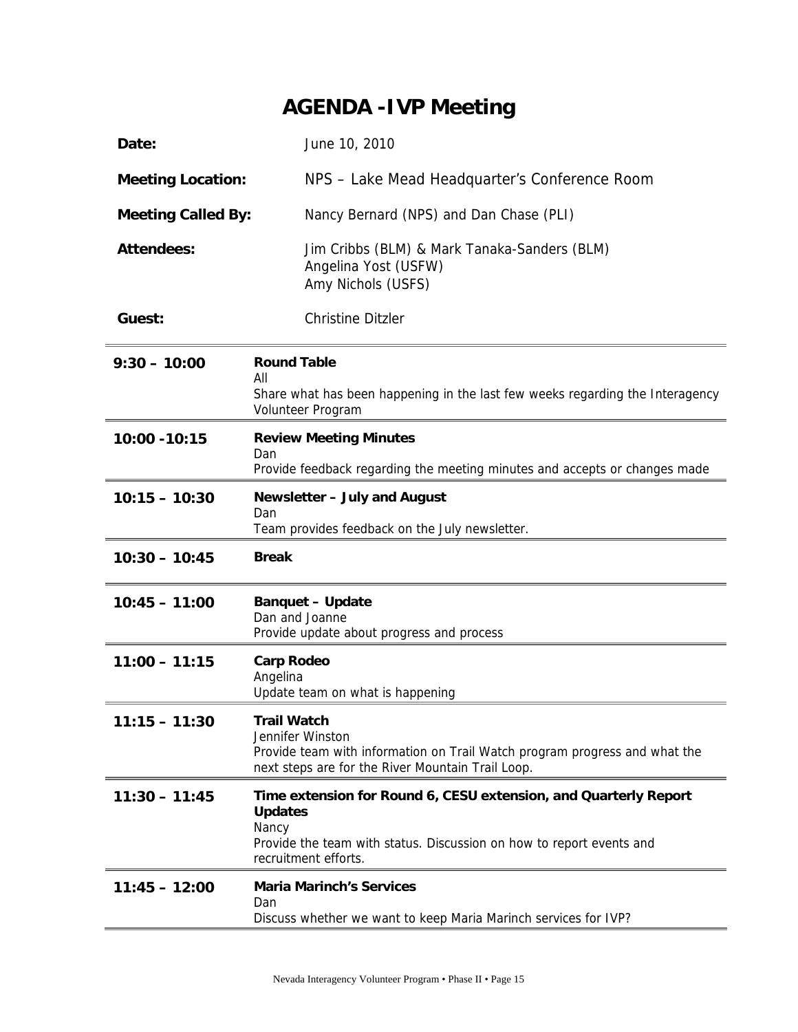# AGENDA -IVP Meeting

| | |
|---|---|
| **Date:** | June 10, 2010 |
| **Meeting Location:** | NPS – Lake Mead Headquarter's Conference Room |
| **Meeting Called By:** | Nancy Bernard (NPS) and Dan Chase (PLI) |
| **Attendees:** | Jim Cribbs (BLM) & Mark Tanaka-Sanders (BLM)<br>Angelina Yost (USFW)<br>Amy Nichols (USFS) |
| **Guest:** | Christine Ditzler |

| | |
|---|---|
| **9:30 – 10:00** | **Round Table**<br>All<br>Share what has been happening in the last few weeks regarding the Interagency Volunteer Program |
| **10:00 -10:15** | **Review Meeting Minutes**<br>Dan<br>Provide feedback regarding the meeting minutes and accepts or changes made |
| **10:15 – 10:30** | **Newsletter – July and August**<br>Dan<br>Team provides feedback on the July newsletter. |
| **10:30 – 10:45** | **Break** |
| **10:45 – 11:00** | **Banquet – Update**<br>Dan and Joanne<br>Provide update about progress and process |
| **11:00 – 11:15** | **Carp Rodeo**<br>Angelina<br>Update team on what is happening |
| **11:15 – 11:30** | **Trail Watch**<br>Jennifer Winston<br>Provide team with information on Trail Watch program progress and what the next steps are for the River Mountain Trail Loop. |
| **11:30 – 11:45** | **Time extension for Round 6, CESU extension, and Quarterly Report Updates**<br>Nancy<br>Provide the team with status. Discussion on how to report events and recruitment efforts. |
| **11:45 – 12:00** | **Maria Marinch's Services**<br>Dan<br>Discuss whether we want to keep Maria Marinch services for IVP? |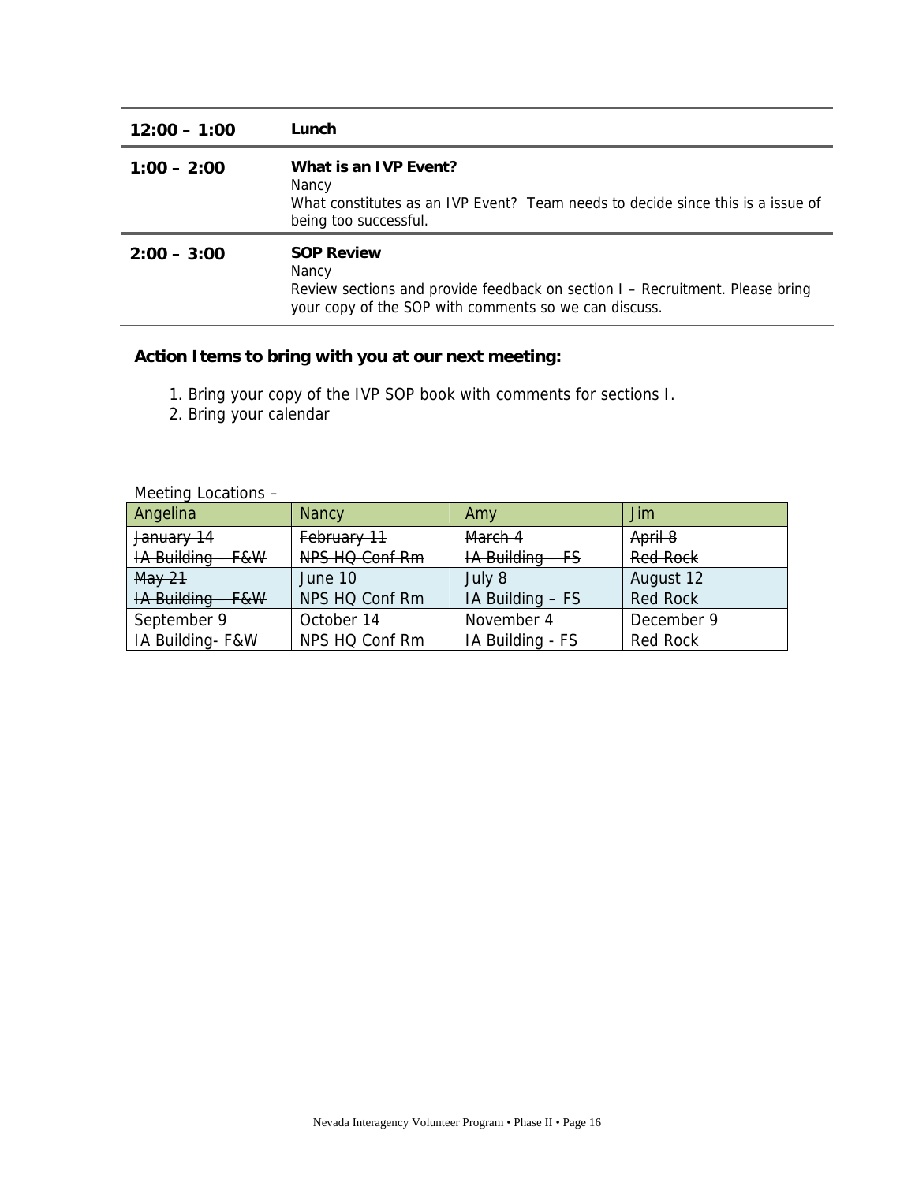| | |
|---|---|
| **12:00 – 1:00** | **Lunch** |
| **1:00 – 2:00** | **What is an IVP Event?**<br>Nancy<br>What constitutes as an IVP Event? Team needs to decide since this is a issue of being too successful. |
| **2:00 – 3:00** | **SOP Review**<br>Nancy<br>Review sections and provide feedback on section I – Recruitment. Please bring your copy of the SOP with comments so we can discuss. |

**Action Items to bring with you at our next meeting:**

1. Bring your copy of the IVP SOP book with comments for sections I.
2. Bring your calendar

Meeting Locations –

| Angelina | Nancy | Amy | Jim |
|---|---|---|---|
| ~~January 14~~ | ~~February 11~~ | ~~March 4~~ | ~~April 8~~ |
| ~~IA Building – F&W~~ | ~~NPS HQ Conf Rm~~ | ~~IA Building – FS~~ | ~~Red Rock~~ |
| ~~May 21~~ | June 10 | July 8 | August 12 |
| ~~IA Building – F&W~~ | NPS HQ Conf Rm | IA Building – FS | Red Rock |
| September 9 | October 14 | November 4 | December 9 |
| IA Building- F&W | NPS HQ Conf Rm | IA Building - FS | Red Rock |